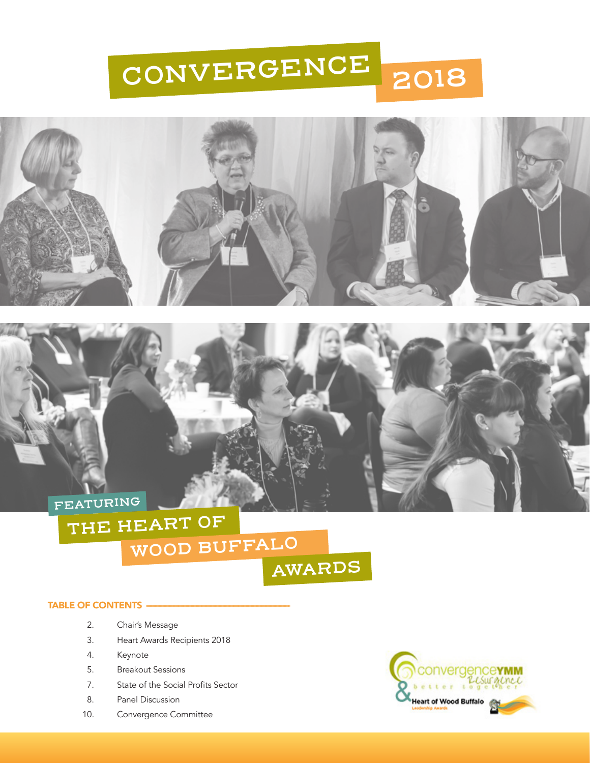# CONVERGENCE 2018

## FEATURING THE HEART OF WOOD BUFFALO AWARDS

### TABLE OF CONTENTS

| | |
|---|---|
| 2. | Chair's Message |
| 3. | Heart Awards Recipients 2018 |
| 4. | Keynote |
| 5. | Breakout Sessions |
| 7. | State of the Social Profits Sector |
| 8. | Panel Discussion |
| 10. | Convergence Committee |

convergenceYMM Resurgence better together

& Heart of Wood Buffalo Leadership Awards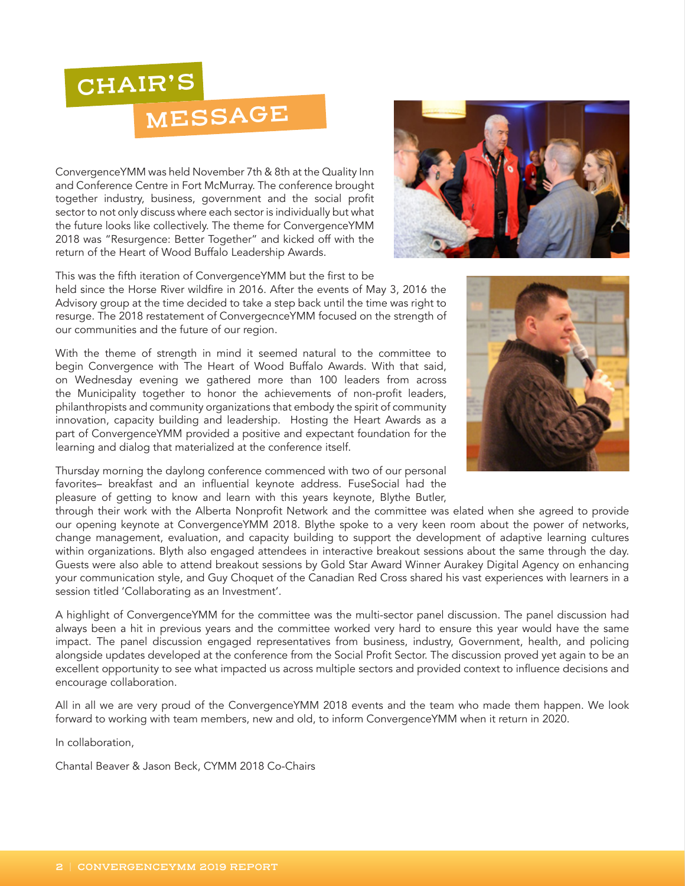# CHAIR'S MESSAGE

ConvergenceYMM was held November 7th & 8th at the Quality Inn and Conference Centre in Fort McMurray. The conference brought together industry, business, government and the social profit sector to not only discuss where each sector is individually but what the future looks like collectively. The theme for ConvergenceYMM 2018 was "Resurgence: Better Together" and kicked off with the return of the Heart of Wood Buffalo Leadership Awards.

This was the fifth iteration of ConvergenceYMM but the first to be held since the Horse River wildfire in 2016. After the events of May 3, 2016 the Advisory group at the time decided to take a step back until the time was right to resurge. The 2018 restatement of ConvergecnceYMM focused on the strength of our communities and the future of our region.

With the theme of strength in mind it seemed natural to the committee to begin Convergence with The Heart of Wood Buffalo Awards. With that said, on Wednesday evening we gathered more than 100 leaders from across the Municipality together to honor the achievements of non-profit leaders, philanthropists and community organizations that embody the spirit of community innovation, capacity building and leadership. Hosting the Heart Awards as a part of ConvergenceYMM provided a positive and expectant foundation for the learning and dialog that materialized at the conference itself.

Thursday morning the daylong conference commenced with two of our personal favorites– breakfast and an influential keynote address. FuseSocial had the pleasure of getting to know and learn with this years keynote, Blythe Butler, through their work with the Alberta Nonprofit Network and the committee was elated when she agreed to provide our opening keynote at ConvergenceYMM 2018. Blythe spoke to a very keen room about the power of networks, change management, evaluation, and capacity building to support the development of adaptive learning cultures within organizations. Blyth also engaged attendees in interactive breakout sessions about the same through the day. Guests were also able to attend breakout sessions by Gold Star Award Winner Aurakey Digital Agency on enhancing your communication style, and Guy Choquet of the Canadian Red Cross shared his vast experiences with learners in a session titled 'Collaborating as an Investment'.

A highlight of ConvergenceYMM for the committee was the multi-sector panel discussion. The panel discussion had always been a hit in previous years and the committee worked very hard to ensure this year would have the same impact. The panel discussion engaged representatives from business, industry, Government, health, and policing alongside updates developed at the conference from the Social Profit Sector. The discussion proved yet again to be an excellent opportunity to see what impacted us across multiple sectors and provided context to influence decisions and encourage collaboration.

All in all we are very proud of the ConvergenceYMM 2018 events and the team who made them happen. We look forward to working with team members, new and old, to inform ConvergenceYMM when it return in 2020.

In collaboration,

Chantal Beaver & Jason Beck, CYMM 2018 Co-Chairs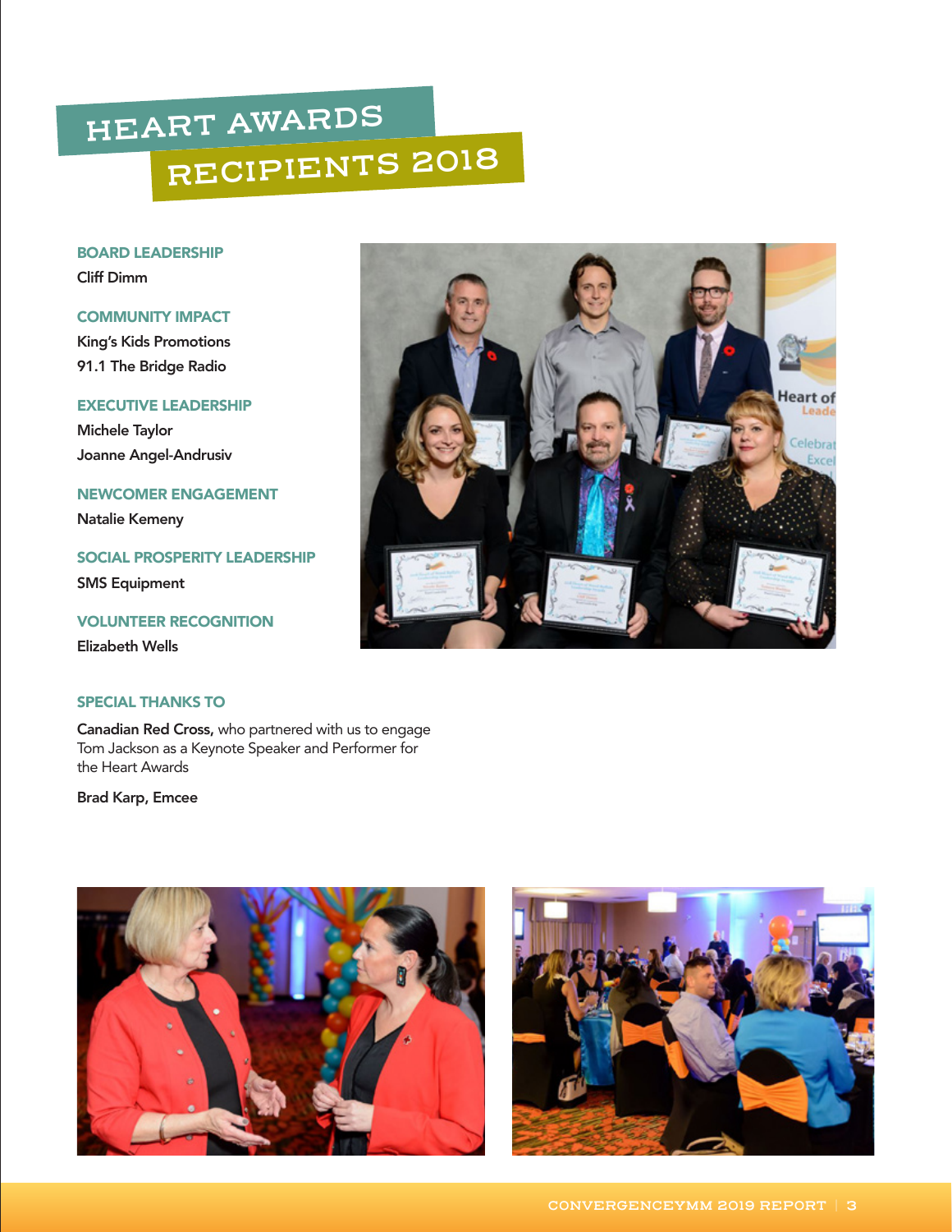# HEART AWARDS RECIPIENTS 2018

### BOARD LEADERSHIP

Cliff Dimm

### COMMUNITY IMPACT

King's Kids Promotions

91.1 The Bridge Radio

### EXECUTIVE LEADERSHIP

Michele Taylor

Joanne Angel-Andrusiv

### NEWCOMER ENGAGEMENT

Natalie Kemeny

### SOCIAL PROSPERITY LEADERSHIP

SMS Equipment

### VOLUNTEER RECOGNITION

Elizabeth Wells

### SPECIAL THANKS TO

**Canadian Red Cross,** who partnered with us to engage Tom Jackson as a Keynote Speaker and Performer for the Heart Awards

**Brad Karp, Emcee**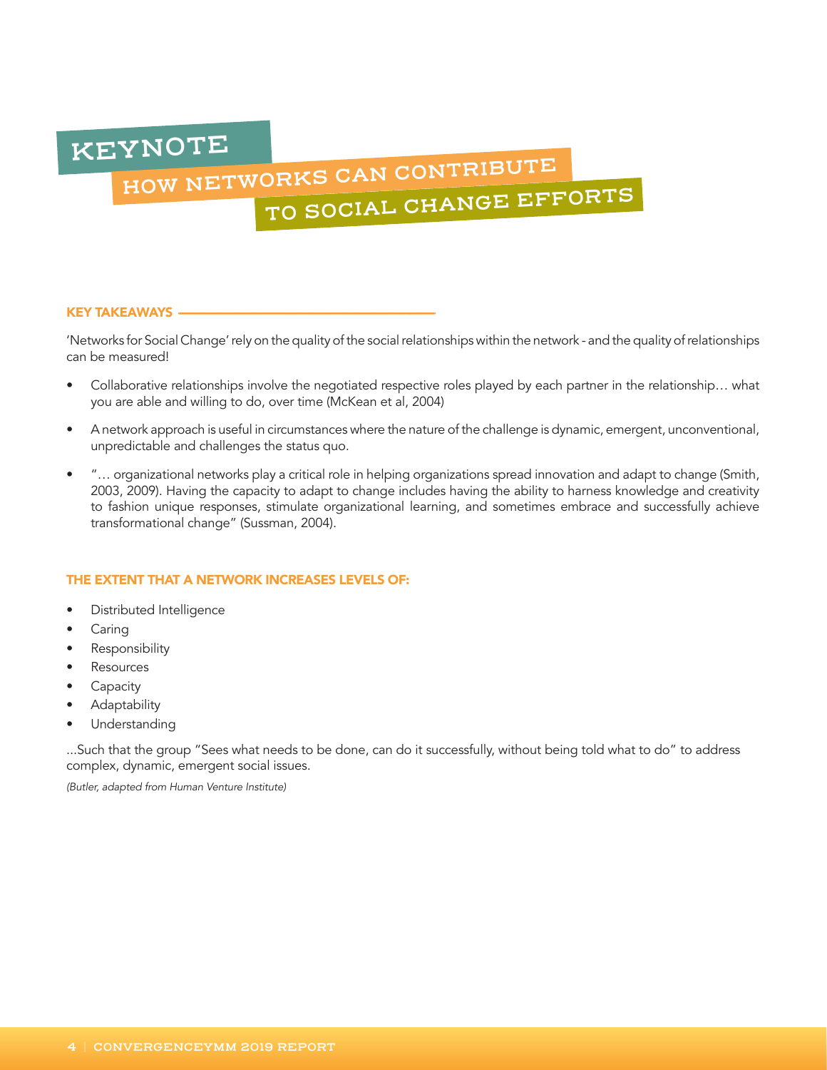# KEYNOTE

## HOW NETWORKS CAN CONTRIBUTE TO SOCIAL CHANGE EFFORTS

### KEY TAKEAWAYS

'Networks for Social Change' rely on the quality of the social relationships within the network - and the quality of relationships can be measured!

- Collaborative relationships involve the negotiated respective roles played by each partner in the relationship… what you are able and willing to do, over time (McKean et al, 2004)
- A network approach is useful in circumstances where the nature of the challenge is dynamic, emergent, unconventional, unpredictable and challenges the status quo.
- "… organizational networks play a critical role in helping organizations spread innovation and adapt to change (Smith, 2003, 2009). Having the capacity to adapt to change includes having the ability to harness knowledge and creativity to fashion unique responses, stimulate organizational learning, and sometimes embrace and successfully achieve transformational change" (Sussman, 2004).

### THE EXTENT THAT A NETWORK INCREASES LEVELS OF:

- Distributed Intelligence
- Caring
- Responsibility
- Resources
- Capacity
- Adaptability
- Understanding

...Such that the group "Sees what needs to be done, can do it successfully, without being told what to do" to address complex, dynamic, emergent social issues.

*(Butler, adapted from Human Venture Institute)*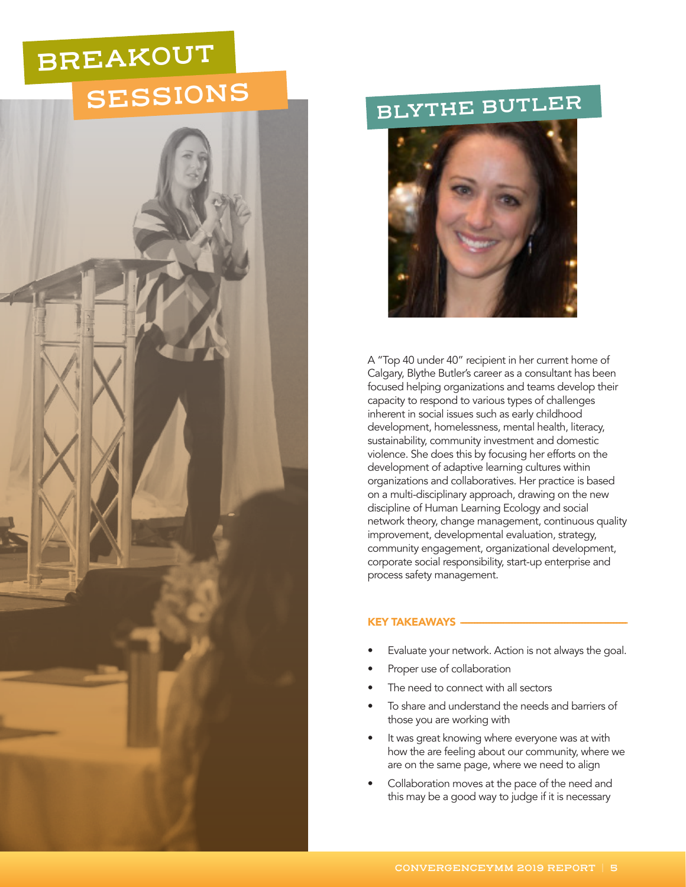# BREAKOUT SESSIONS

## BLYTHE BUTLER

A "Top 40 under 40" recipient in her current home of Calgary, Blythe Butler's career as a consultant has been focused helping organizations and teams develop their capacity to respond to various types of challenges inherent in social issues such as early childhood development, homelessness, mental health, literacy, sustainability, community investment and domestic violence. She does this by focusing her efforts on the development of adaptive learning cultures within organizations and collaboratives. Her practice is based on a multi-disciplinary approach, drawing on the new discipline of Human Learning Ecology and social network theory, change management, continuous quality improvement, developmental evaluation, strategy, community engagement, organizational development, corporate social responsibility, start-up enterprise and process safety management.

### KEY TAKEAWAYS

- Evaluate your network. Action is not always the goal.
- Proper use of collaboration
- The need to connect with all sectors
- To share and understand the needs and barriers of those you are working with
- It was great knowing where everyone was at with how the are feeling about our community, where we are on the same page, where we need to align
- Collaboration moves at the pace of the need and this may be a good way to judge if it is necessary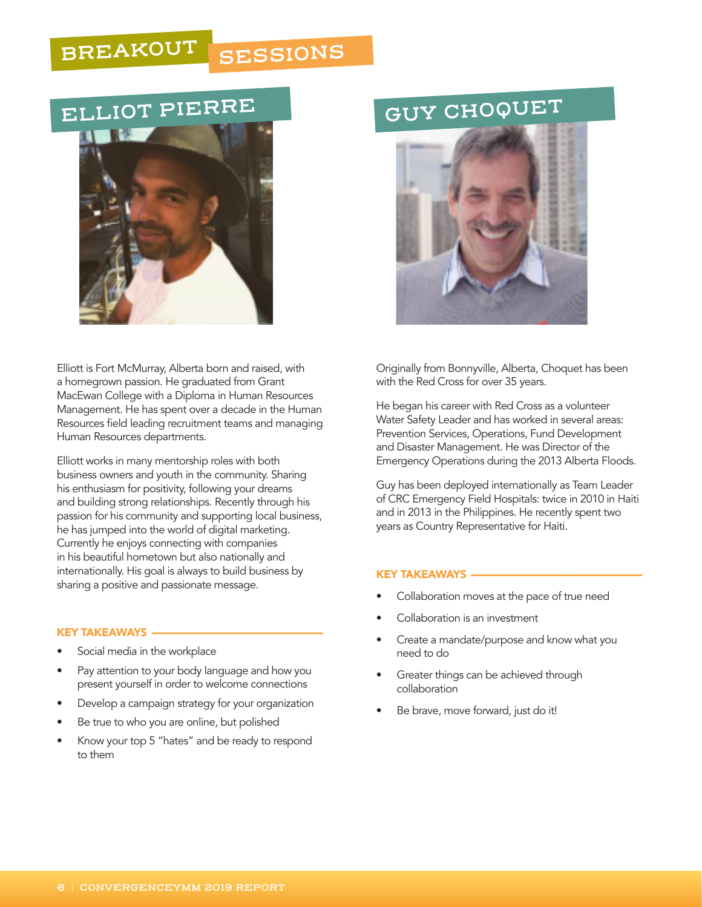# BREAKOUT SESSIONS

## ELLIOT PIERRE

Elliott is Fort McMurray, Alberta born and raised, with a homegrown passion. He graduated from Grant MacEwan College with a Diploma in Human Resources Management. He has spent over a decade in the Human Resources field leading recruitment teams and managing Human Resources departments.

Elliott works in many mentorship roles with both business owners and youth in the community. Sharing his enthusiasm for positivity, following your dreams and building strong relationships. Recently through his passion for his community and supporting local business, he has jumped into the world of digital marketing. Currently he enjoys connecting with companies in his beautiful hometown but also nationally and internationally. His goal is always to build business by sharing a positive and passionate message.

### KEY TAKEAWAYS

- Social media in the workplace
- Pay attention to your body language and how you present yourself in order to welcome connections
- Develop a campaign strategy for your organization
- Be true to who you are online, but polished
- Know your top 5 "hates" and be ready to respond to them

## GUY CHOQUET

Originally from Bonnyville, Alberta, Choquet has been with the Red Cross for over 35 years.

He began his career with Red Cross as a volunteer Water Safety Leader and has worked in several areas: Prevention Services, Operations, Fund Development and Disaster Management. He was Director of the Emergency Operations during the 2013 Alberta Floods.

Guy has been deployed internationally as Team Leader of CRC Emergency Field Hospitals: twice in 2010 in Haiti and in 2013 in the Philippines. He recently spent two years as Country Representative for Haiti.

### KEY TAKEAWAYS

- Collaboration moves at the pace of true need
- Collaboration is an investment
- Create a mandate/purpose and know what you need to do
- Greater things can be achieved through collaboration
- Be brave, move forward, just do it!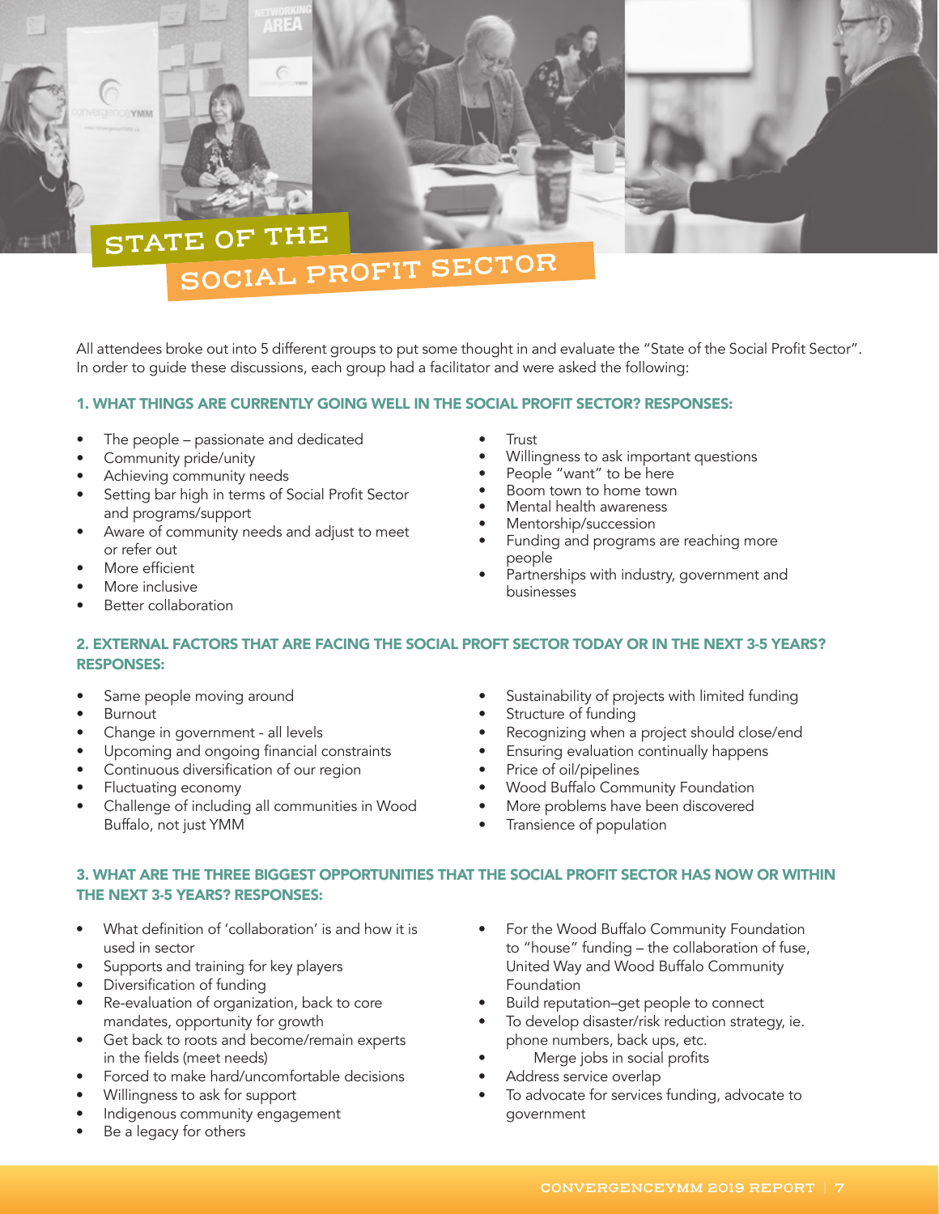# STATE OF THE SOCIAL PROFIT SECTOR

All attendees broke out into 5 different groups to put some thought in and evaluate the "State of the Social Profit Sector". In order to guide these discussions, each group had a facilitator and were asked the following:

### 1. WHAT THINGS ARE CURRENTLY GOING WELL IN THE SOCIAL PROFIT SECTOR? RESPONSES:

- The people – passionate and dedicated
- Community pride/unity
- Achieving community needs
- Setting bar high in terms of Social Profit Sector and programs/support
- Aware of community needs and adjust to meet or refer out
- More efficient
- More inclusive
- Better collaboration
- Trust
- Willingness to ask important questions
- People "want" to be here
- Boom town to home town
- Mental health awareness
- Mentorship/succession
- Funding and programs are reaching more people
- Partnerships with industry, government and businesses

### 2. EXTERNAL FACTORS THAT ARE FACING THE SOCIAL PROFT SECTOR TODAY OR IN THE NEXT 3-5 YEARS? RESPONSES:

- Same people moving around
- Burnout
- Change in government - all levels
- Upcoming and ongoing financial constraints
- Continuous diversification of our region
- Fluctuating economy
- Challenge of including all communities in Wood Buffalo, not just YMM
- Sustainability of projects with limited funding
- Structure of funding
- Recognizing when a project should close/end
- Ensuring evaluation continually happens
- Price of oil/pipelines
- Wood Buffalo Community Foundation
- More problems have been discovered
- Transience of population

### 3. WHAT ARE THE THREE BIGGEST OPPORTUNITIES THAT THE SOCIAL PROFIT SECTOR HAS NOW OR WITHIN THE NEXT 3-5 YEARS? RESPONSES:

- What definition of 'collaboration' is and how it is used in sector
- Supports and training for key players
- Diversification of funding
- Re-evaluation of organization, back to core mandates, opportunity for growth
- Get back to roots and become/remain experts in the fields (meet needs)
- Forced to make hard/uncomfortable decisions
- Willingness to ask for support
- Indigenous community engagement
- Be a legacy for others
- For the Wood Buffalo Community Foundation to "house" funding – the collaboration of fuse, United Way and Wood Buffalo Community Foundation
- Build reputation–get people to connect
- To develop disaster/risk reduction strategy, ie. phone numbers, back ups, etc.
- Merge jobs in social profits
- Address service overlap
- To advocate for services funding, advocate to government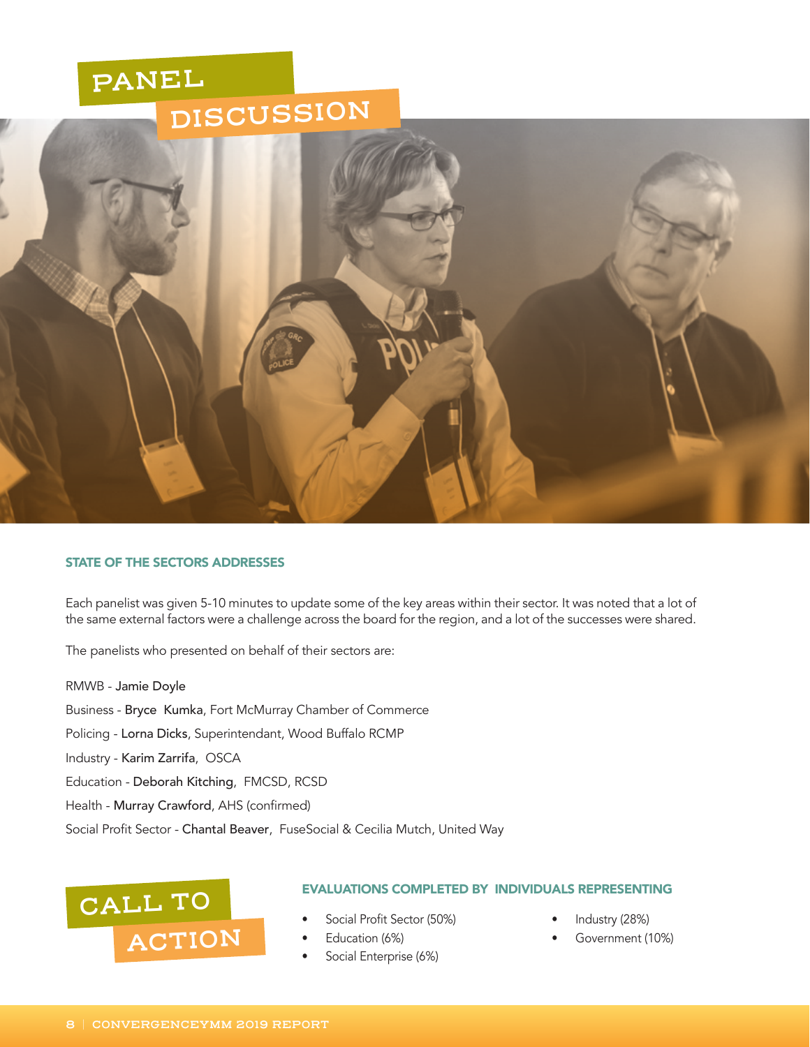# PANEL DISCUSSION

## STATE OF THE SECTORS ADDRESSES

Each panelist was given 5-10 minutes to update some of the key areas within their sector. It was noted that a lot of the same external factors were a challenge across the board for the region, and a lot of the successes were shared.

The panelists who presented on behalf of their sectors are:

RMWB - Jamie Doyle

Business - Bryce Kumka, Fort McMurray Chamber of Commerce

Policing - Lorna Dicks, Superintendant, Wood Buffalo RCMP

Industry - Karim Zarrifa, OSCA

Education - Deborah Kitching, FMCSD, RCSD

Health - Murray Crawford, AHS (confirmed)

Social Profit Sector - Chantal Beaver, FuseSocial & Cecilia Mutch, United Way

# CALL TO ACTION

## EVALUATIONS COMPLETED BY INDIVIDUALS REPRESENTING

- Social Profit Sector (50%)
- Education (6%)
- Social Enterprise (6%)
- Industry (28%)
- Government (10%)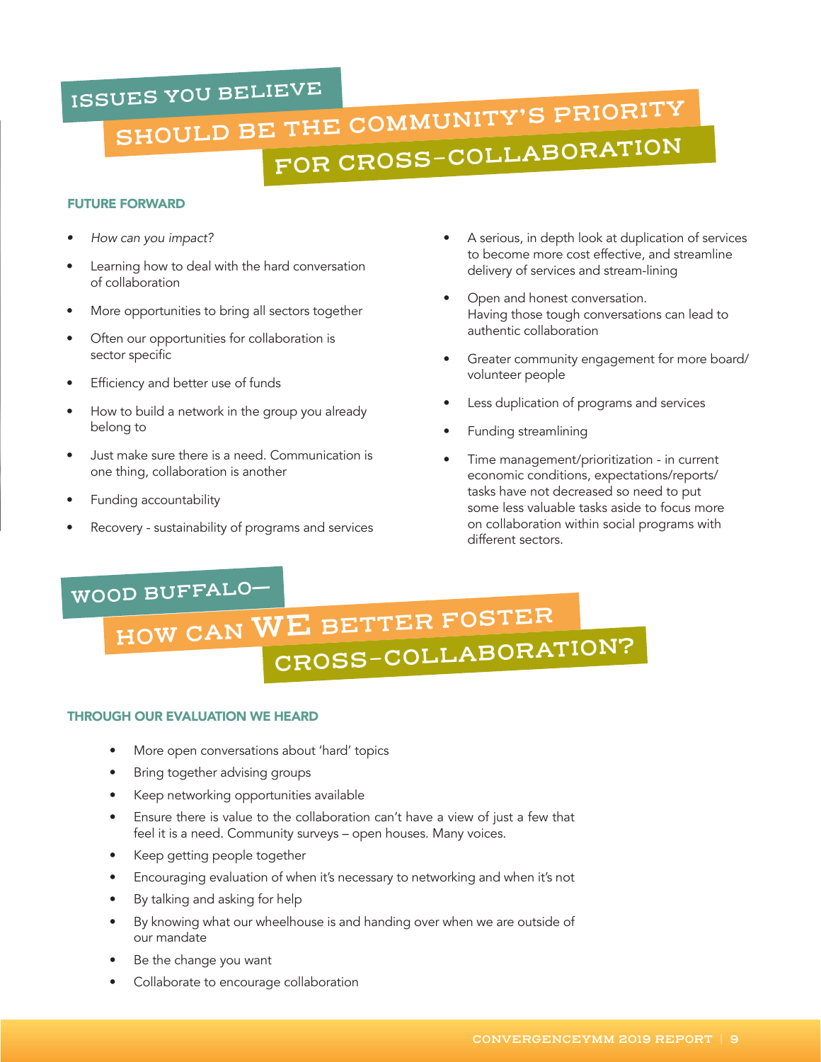# ISSUES YOU BELIEVE SHOULD BE THE COMMUNITY'S PRIORITY FOR CROSS-COLLABORATION

### FUTURE FORWARD

- *How can you impact?*
- Learning how to deal with the hard conversation of collaboration
- More opportunities to bring all sectors together
- Often our opportunities for collaboration is sector specific
- Efficiency and better use of funds
- How to build a network in the group you already belong to
- Just make sure there is a need. Communication is one thing, collaboration is another
- Funding accountability
- Recovery - sustainability of programs and services
- A serious, in depth look at duplication of services to become more cost effective, and streamline delivery of services and stream-lining
- Open and honest conversation. Having those tough conversations can lead to authentic collaboration
- Greater community engagement for more board/ volunteer people
- Less duplication of programs and services
- Funding streamlining
- Time management/prioritization - in current economic conditions, expectations/reports/ tasks have not decreased so need to put some less valuable tasks aside to focus more on collaboration within social programs with different sectors.

# WOOD BUFFALO— HOW CAN WE BETTER FOSTER CROSS-COLLABORATION?

### THROUGH OUR EVALUATION WE HEARD

- More open conversations about 'hard' topics
- Bring together advising groups
- Keep networking opportunities available
- Ensure there is value to the collaboration can't have a view of just a few that feel it is a need. Community surveys – open houses. Many voices.
- Keep getting people together
- Encouraging evaluation of when it's necessary to networking and when it's not
- By talking and asking for help
- By knowing what our wheelhouse is and handing over when we are outside of our mandate
- Be the change you want
- Collaborate to encourage collaboration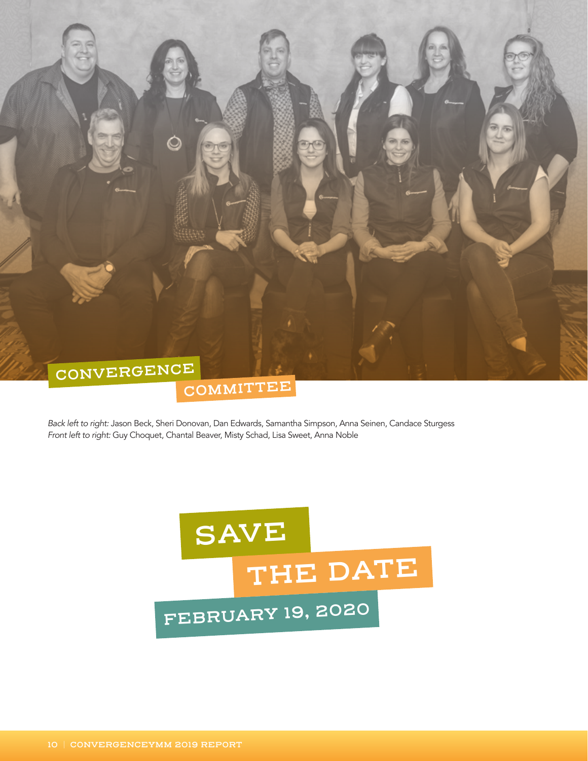## CONVERGENCE COMMITTEE

*Back left to right:* Jason Beck, Sheri Donovan, Dan Edwards, Samantha Simpson, Anna Seinen, Candace Sturgess
*Front left to right:* Guy Choquet, Chantal Beaver, Misty Schad, Lisa Sweet, Anna Noble

## SAVE THE DATE

## FEBRUARY 19, 2020